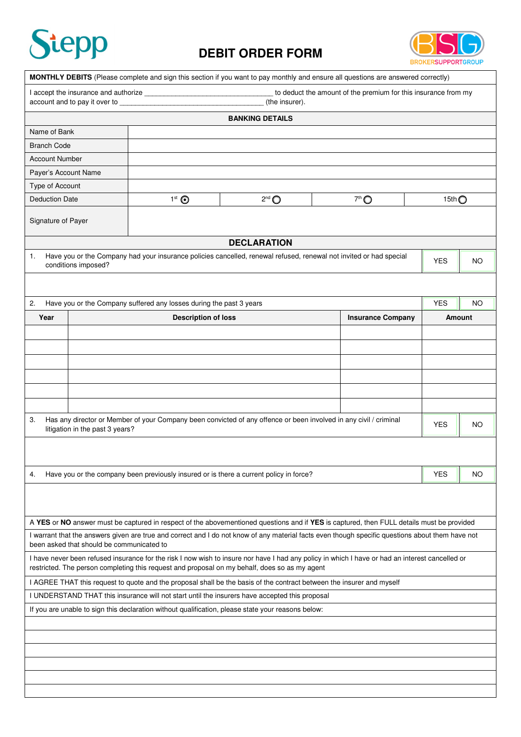Stepp

# DEBIT ORDER FORM

BROKERSUPPORTGROUP

**MONTHLY DEBITS** (Please complete and sign this section if you want to pay monthly and ensure all questions are answered correctly)

I accept the insurance and authorize ________________________________ to deduct the amount of the premium for this insurance from my account and to pay it over to ____________________________________ (the insurer).

| BANKING DETAILS | | | | |
|---|---|---|---|---|
| Name of Bank | | | | |
| Branch Code | | | | |
| Account Number | | | | |
| Payer's Account Name | | | | |
| Type of Account | | | | |
| Deduction Date | 1st ⦿ | 2nd ○ | 7th ○ | 15th ○ |
| Signature of Payer | | | | |

## DECLARATION

| | | |
|---|---|---|
| 1. Have you or the Company had your insurance policies cancelled, renewal refused, renewal not invited or had special conditions imposed? | YES | NO |
| | | |
| 2. Have you or the Company suffered any losses during the past 3 years | YES | NO |

| Year | Description of loss | Insurance Company | Amount |
|---|---|---|---|
| | | | |
| | | | |
| | | | |
| | | | |
| | | | |
| | | | |

| | | |
|---|---|---|
| 3. Has any director or Member of your Company been convicted of any offence or been involved in any civil / criminal litigation in the past 3 years? | YES | NO |
| | | |
| 4. Have you or the company been previously insured or is there a current policy in force? | YES | NO |
| | | |

A **YES** or **NO** answer must be captured in respect of the abovementioned questions and if **YES** is captured, then FULL details must be provided

I warrant that the answers given are true and correct and I do not know of any material facts even though specific questions about them have not been asked that should be communicated to

I have never been refused insurance for the risk I now wish to insure nor have I had any policy in which I have or had an interest cancelled or restricted. The person completing this request and proposal on my behalf, does so as my agent

I AGREE THAT this request to quote and the proposal shall be the basis of the contract between the insurer and myself

I UNDERSTAND THAT this insurance will not start until the insurers have accepted this proposal

If you are unable to sign this declaration without qualification, please state your reasons below: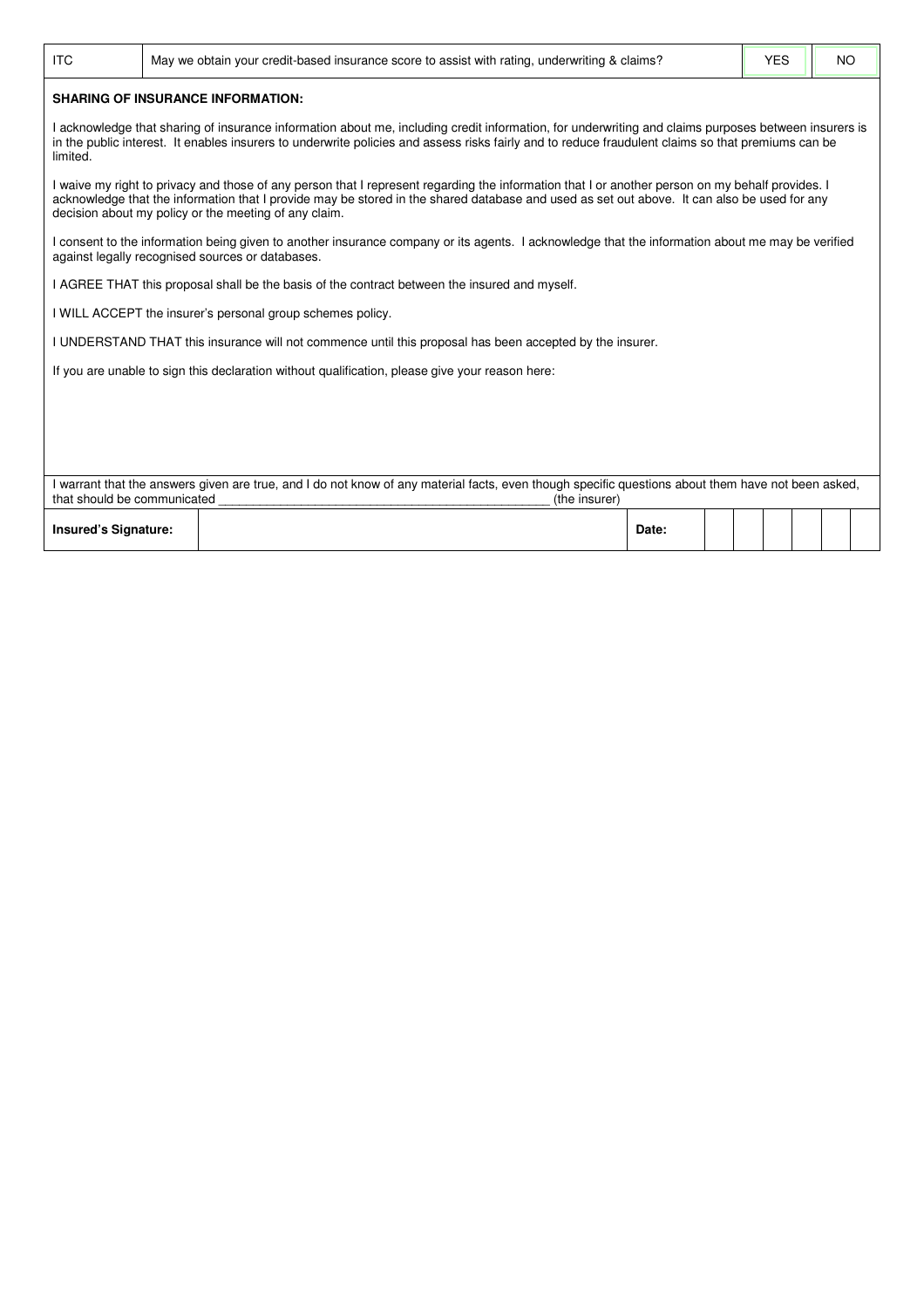| | | | |
|---|---|---|---|
| ITC | May we obtain your credit-based insurance score to assist with rating, underwriting & claims? | YES | NO |

**SHARING OF INSURANCE INFORMATION:**

I acknowledge that sharing of insurance information about me, including credit information, for underwriting and claims purposes between insurers is in the public interest. It enables insurers to underwrite policies and assess risks fairly and to reduce fraudulent claims so that premiums can be limited.

I waive my right to privacy and those of any person that I represent regarding the information that I or another person on my behalf provides. I acknowledge that the information that I provide may be stored in the shared database and used as set out above. It can also be used for any decision about my policy or the meeting of any claim.

I consent to the information being given to another insurance company or its agents. I acknowledge that the information about me may be verified against legally recognised sources or databases.

I AGREE THAT this proposal shall be the basis of the contract between the insured and myself.

I WILL ACCEPT the insurer's personal group schemes policy.

I UNDERSTAND THAT this insurance will not commence until this proposal has been accepted by the insurer.

If you are unable to sign this declaration without qualification, please give your reason here:

I warrant that the answers given are true, and I do not know of any material facts, even though specific questions about them have not been asked, that should be communicated _______________________________________________ (the insurer)

| | | | | | | | | | |
|---|---|---|---|---|---|---|---|---|---|
| **Insured's Signature:** | | **Date:** | | | | | | | |